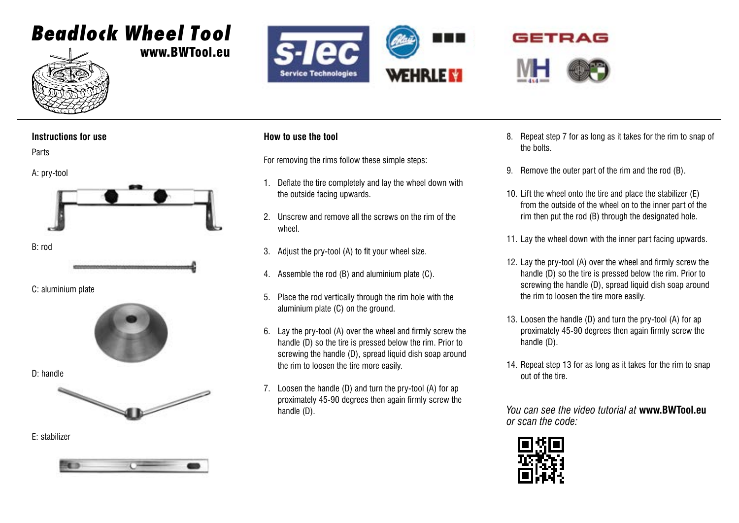# Beadlock Wheel Tool

**www.BWTool.eu**

## Instructions for use

Parts

A: pry-tool

B: rod

C: aluminium plate

D: handle

E: stabilizer

## How to use the tool

For removing the rims follow these simple steps:

1. Deflate the tire completely and lay the wheel down with the outside facing upwards.
2. Unscrew and remove all the screws on the rim of the wheel.
3. Adjust the pry-tool (A) to fit your wheel size.
4. Assemble the rod (B) and aluminium plate (C).
5. Place the rod vertically through the rim hole with the aluminium plate (C) on the ground.
6. Lay the pry-tool (A) over the wheel and firmly screw the handle (D) so the tire is pressed below the rim. Prior to screwing the handle (D), spread liquid dish soap around the rim to loosen the tire more easily.
7. Loosen the handle (D) and turn the pry-tool (A) for ap proximately 45-90 degrees then again firmly screw the handle (D).
8. Repeat step 7 for as long as it takes for the rim to snap of the bolts.
9. Remove the outer part of the rim and the rod (B).
10. Lift the wheel onto the tire and place the stabilizer (E) from the outside of the wheel on to the inner part of the rim then put the rod (B) through the designated hole.
11. Lay the wheel down with the inner part facing upwards.
12. Lay the pry-tool (A) over the wheel and firmly screw the handle (D) so the tire is pressed below the rim. Prior to screwing the handle (D), spread liquid dish soap around the rim to loosen the tire more easily.
13. Loosen the handle (D) and turn the pry-tool (A) for ap proximately 45-90 degrees then again firmly screw the handle (D).
14. Repeat 13 for as long as it takes for the rim to snap out of the tire.

*You can see the video tutorial at* **www.BWTool.eu** *or scan the code:*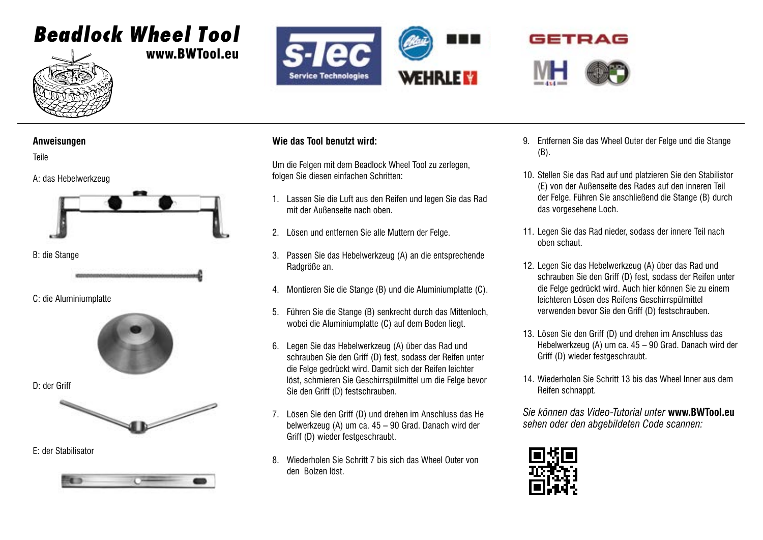# Beadlock Wheel Tool

**www.BWTool.eu**

## Anweisungen

Teile

A: das Hebelwerkzeug

B: die Stange

C: die Aluminiumplatte

D: der Griff

E: der Stabilisator

## Wie das Tool benutzt wird:

Um die Felgen mit dem Beadlock Wheel Tool zu zerlegen, folgen Sie diesen einfachen Schritten:

1. Lassen Sie die Luft aus den Reifen und legen Sie das Rad mit der Außenseite nach oben.
2. Lösen und entfernen Sie alle Muttern der Felge.
3. Passen Sie das Hebelwerkzeug (A) an die entsprechende Radgröße an.
4. Montieren Sie die Stange (B) und die Aluminiumplatte (C).
5. Führen Sie die Stange (B) senkrecht durch das Mittenloch, wobei die Aluminiumplatte (C) auf dem Boden liegt.
6. Legen Sie das Hebelwerkzeug (A) über das Rad und schrauben Sie den Griff (D) fest, sodass der Reifen unter die Felge gedrückt wird. Damit sich der Reifen leichter löst, schmieren Sie Geschirrspülmittel um die Felge bevor Sie den Griff (D) festschrauben.
7. Lösen Sie den Griff (D) und drehen im Anschluss das He belwerkzeug (A) um ca. 45 – 90 Grad. Danach wird der Griff (D) wieder festgeschraubt.
8. Wiederholen Sie Schritt 7 bis sich das Wheel Outer von den Bolzen löst.
9. Entfernen Sie das Wheel Outer der Felge und die Stange (B).
10. Stellen Sie das Rad auf und platzieren Sie den Stabilistor (E) von der Außenseite des Rades auf den inneren Teil der Felge. Führen Sie anschließend die Stange (B) durch das vorgesehene Loch.
11. Legen Sie das Rad nieder, sodass der innere Teil nach oben schaut.
12. Legen Sie das Hebelwerkzeug (A) über das Rad und schrauben Sie den Griff (D) fest, sodass der Reifen unter die Felge gedrückt wird. Auch hier können Sie zu einem leichteren Lösen des Reifens Geschirrspülmittel verwenden bevor Sie den Griff (D) festschrauben.
13. Lösen Sie den Griff (D) und drehen im Anschluss das Hebelwerkzeug (A) um ca. 45 – 90 Grad. Danach wird der Griff (D) wieder festgeschraubt.
14. Wiederholen Sie Schritt 13 bis das Wheel Inner aus dem Reifen schnappt.

*Sie können das Video-Tutorial unter* ***www.BWTool.eu*** *sehen oder den abgebildeten Code scannen:*